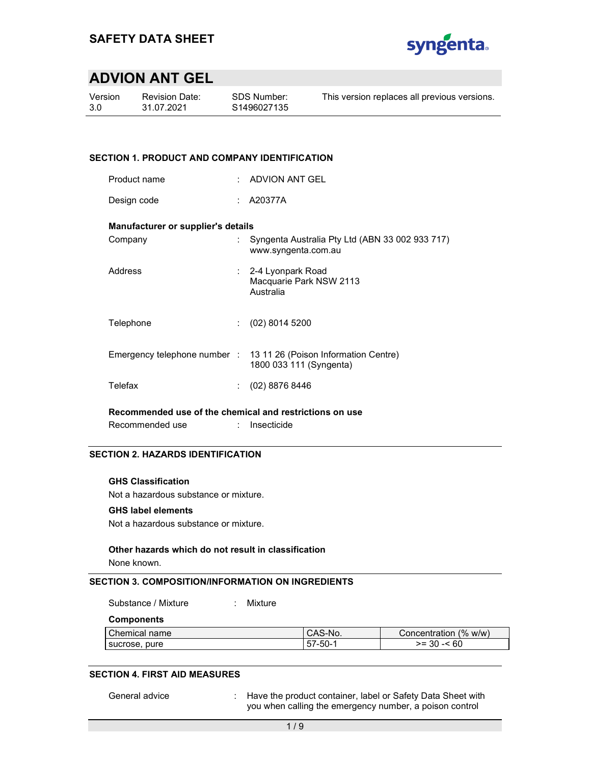## SAFETY DATA SHEET

# ADVION ANT GEL

| Version | Revision Date: | SDS Number: | This version replaces all previous versions. |
|---|---|---|---|
| 3.0 | 31.07.2021 | S1496027135 | |

## SECTION 1. PRODUCT AND COMPANY IDENTIFICATION

Product name : ADVION ANT GEL

Design code : A20377A

**Manufacturer or supplier's details**

Company : Syngenta Australia Pty Ltd (ABN 33 002 933 717)
www.syngenta.com.au

Address : 2-4 Lyonpark Road
Macquarie Park NSW 2113
Australia

Telephone : (02) 8014 5200

Emergency telephone number : 13 11 26 (Poison Information Centre)
1800 033 111 (Syngenta)

Telefax : (02) 8876 8446

**Recommended use of the chemical and restrictions on use**

Recommended use : Insecticide

## SECTION 2. HAZARDS IDENTIFICATION

**GHS Classification**

Not a hazardous substance or mixture.

**GHS label elements**

Not a hazardous substance or mixture.

**Other hazards which do not result in classification**

None known.

## SECTION 3. COMPOSITION/INFORMATION ON INGREDIENTS

Substance / Mixture : Mixture

**Components**

| Chemical name | CAS-No. | Concentration (% w/w) |
|---|---|---|
| sucrose, pure | 57-50-1 | >= 30 -< 60 |

## SECTION 4. FIRST AID MEASURES

General advice : Have the product container, label or Safety Data Sheet with you when calling the emergency number, a poison control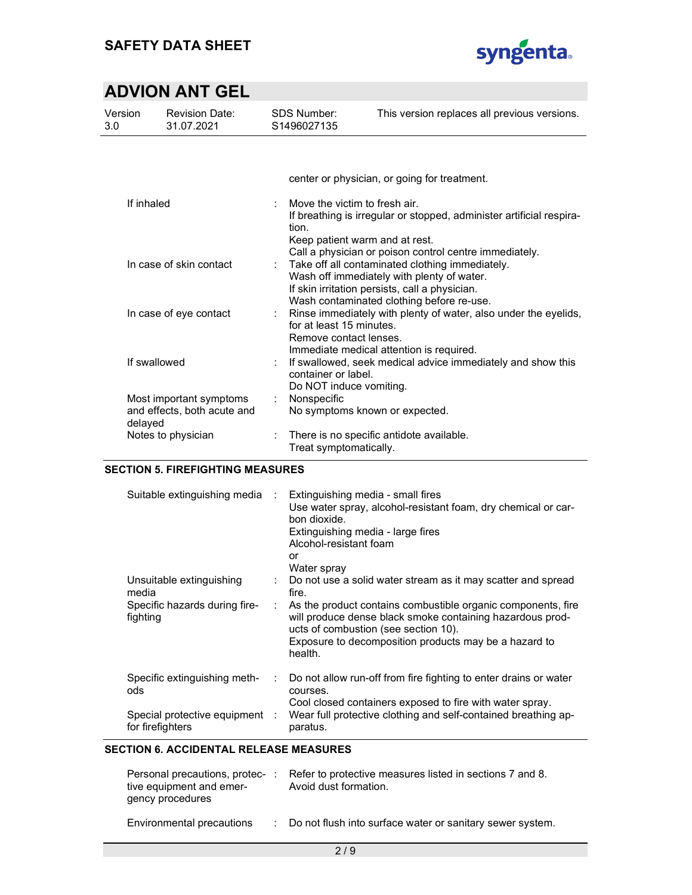center or physician, or going for treatment.

| | |
|---|---|
| If inhaled | Move the victim to fresh air.<br>If breathing is irregular or stopped, administer artificial respiration.<br>Keep patient warm and at rest.<br>Call a physician or poison control centre immediately. |
| In case of skin contact | Take off all contaminated clothing immediately.<br>Wash off immediately with plenty of water.<br>If skin irritation persists, call a physician.<br>Wash contaminated clothing before re-use. |
| In case of eye contact | Rinse immediately with plenty of water, also under the eyelids, for at least 15 minutes.<br>Remove contact lenses.<br>Immediate medical attention is required. |
| If swallowed | If swallowed, seek medical advice immediately and show this container or label.<br>Do NOT induce vomiting. |
| Most important symptoms and effects, both acute and delayed | Nonspecific<br>No symptoms known or expected. |
| Notes to physician | There is no specific antidote available.<br>Treat symptomatically. |

## SECTION 5. FIREFIGHTING MEASURES

| | |
|---|---|
| Suitable extinguishing media | Extinguishing media - small fires<br>Use water spray, alcohol-resistant foam, dry chemical or carbon dioxide.<br>Extinguishing media - large fires<br>Alcohol-resistant foam<br>or<br>Water spray |
| Unsuitable extinguishing media | Do not use a solid water stream as it may scatter and spread fire. |
| Specific hazards during firefighting | As the product contains combustible organic components, fire will produce dense black smoke containing hazardous products of combustion (see section 10).<br>Exposure to decomposition products may be a hazard to health. |
| Specific extinguishing methods | Do not allow run-off from fire fighting to enter drains or water courses.<br>Cool closed containers exposed to fire with water spray. |
| Special protective equipment for firefighters | Wear full protective clothing and self-contained breathing apparatus. |

## SECTION 6. ACCIDENTAL RELEASE MEASURES

| | |
|---|---|
| Personal precautions, protective equipment and emergency procedures | Refer to protective measures listed in sections 7 and 8.<br>Avoid dust formation. |
| Environmental precautions | Do not flush into surface water or sanitary sewer system. |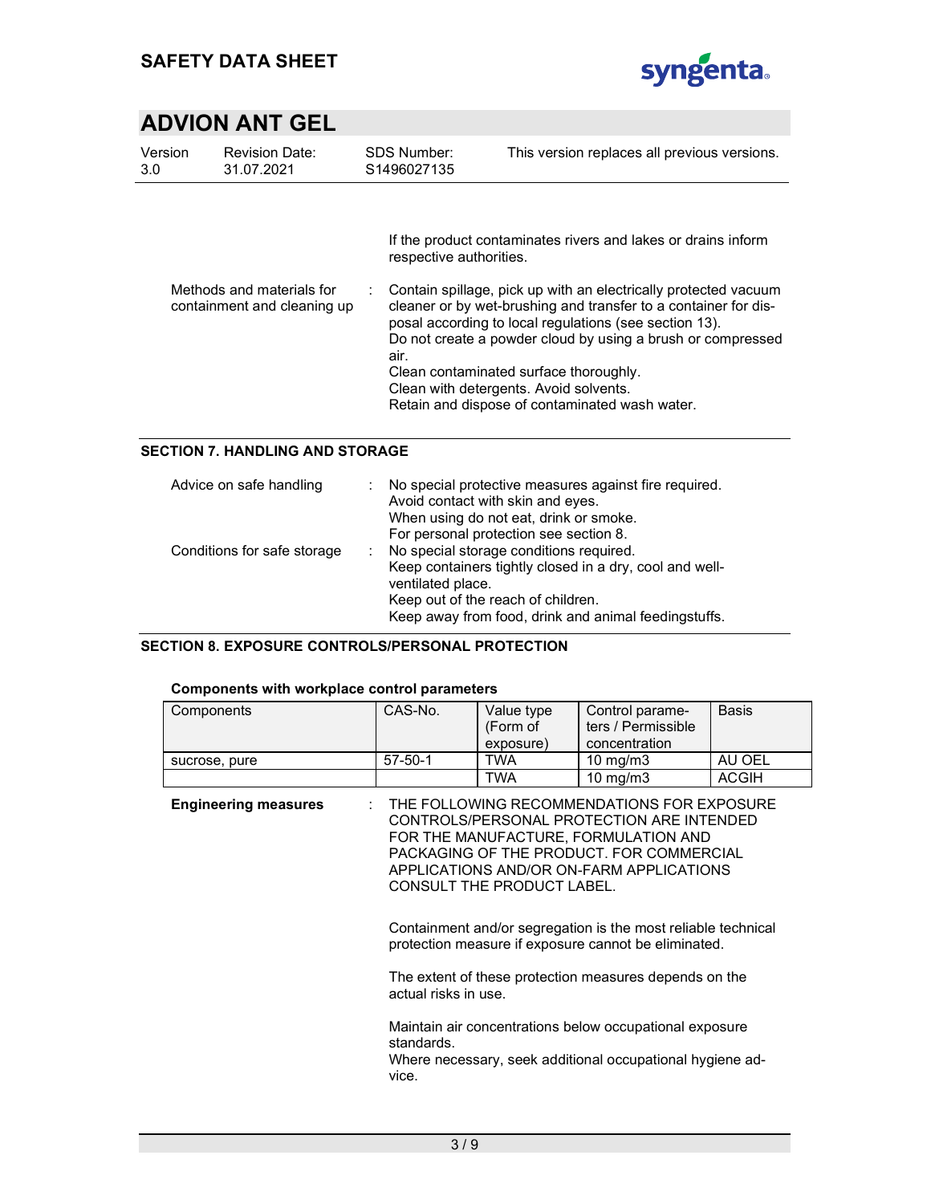If the product contaminates rivers and lakes or drains inform respective authorities.

| | | |
|---|---|---|
| Methods and materials for containment and cleaning up | : | Contain spillage, pick up with an electrically protected vacuum cleaner or by wet-brushing and transfer to a container for disposal according to local regulations (see section 13).<br>Do not create a powder cloud by using a brush or compressed air.<br>Clean contaminated surface thoroughly.<br>Clean with detergents. Avoid solvents.<br>Retain and dispose of contaminated wash water. |

## SECTION 7. HANDLING AND STORAGE

| | | |
|---|---|---|
| Advice on safe handling | : | No special protective measures against fire required.<br>Avoid contact with skin and eyes.<br>When using do not eat, drink or smoke.<br>For personal protection see section 8. |
| Conditions for safe storage | : | No special storage conditions required.<br>Keep containers tightly closed in a dry, cool and well-ventilated place.<br>Keep out of the reach of children.<br>Keep away from food, drink and animal feedingstuffs. |

## SECTION 8. EXPOSURE CONTROLS/PERSONAL PROTECTION

**Components with workplace control parameters**

| Components | CAS-No. | Value type (Form of exposure) | Control parameters / Permissible concentration | Basis |
|---|---|---|---|---|
| sucrose, pure | 57-50-1 | TWA | 10 mg/m3 | AU OEL |
| | | TWA | 10 mg/m3 | ACGIH |

**Engineering measures** : THE FOLLOWING RECOMMENDATIONS FOR EXPOSURE CONTROLS/PERSONAL PROTECTION ARE INTENDED FOR THE MANUFACTURE, FORMULATION AND PACKAGING OF THE PRODUCT. FOR COMMERCIAL APPLICATIONS AND/OR ON-FARM APPLICATIONS CONSULT THE PRODUCT LABEL.

Containment and/or segregation is the most reliable technical protection measure if exposure cannot be eliminated.

The extent of these protection measures depends on the actual risks in use.

Maintain air concentrations below occupational exposure standards.
Where necessary, seek additional occupational hygiene advice.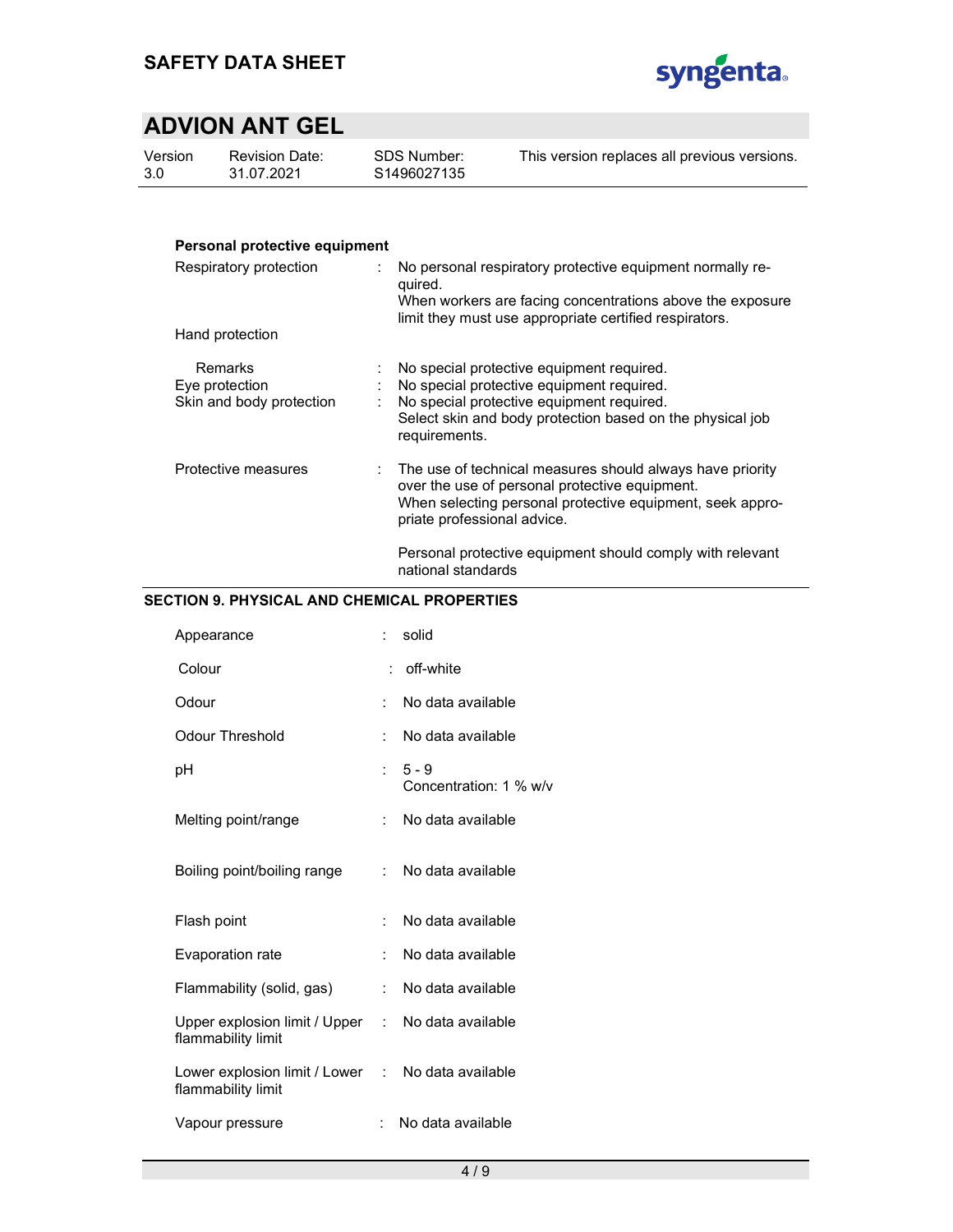**Personal protective equipment**

| | | |
|---|---|---|
| Respiratory protection | : | No personal respiratory protective equipment normally required.<br>When workers are facing concentrations above the exposure limit they must use appropriate certified respirators. |
| Hand protection | | |
| Remarks | : | No special protective equipment required. |
| Eye protection | : | No special protective equipment required. |
| Skin and body protection | : | No special protective equipment required.<br>Select skin and body protection based on the physical job requirements. |
| Protective measures | : | The use of technical measures should always have priority over the use of personal protective equipment.<br>When selecting personal protective equipment, seek appropriate professional advice.<br><br>Personal protective equipment should comply with relevant national standards |

## SECTION 9. PHYSICAL AND CHEMICAL PROPERTIES

| | | |
|---|---|---|
| Appearance | : | solid |
| Colour | : | off-white |
| Odour | : | No data available |
| Odour Threshold | : | No data available |
| pH | : | 5 - 9<br>Concentration: 1 % w/v |
| Melting point/range | : | No data available |
| Boiling point/boiling range | : | No data available |
| Flash point | : | No data available |
| Evaporation rate | : | No data available |
| Flammability (solid, gas) | : | No data available |
| Upper explosion limit / Upper flammability limit | : | No data available |
| Lower explosion limit / Lower flammability limit | : | No data available |
| Vapour pressure | : | No data available |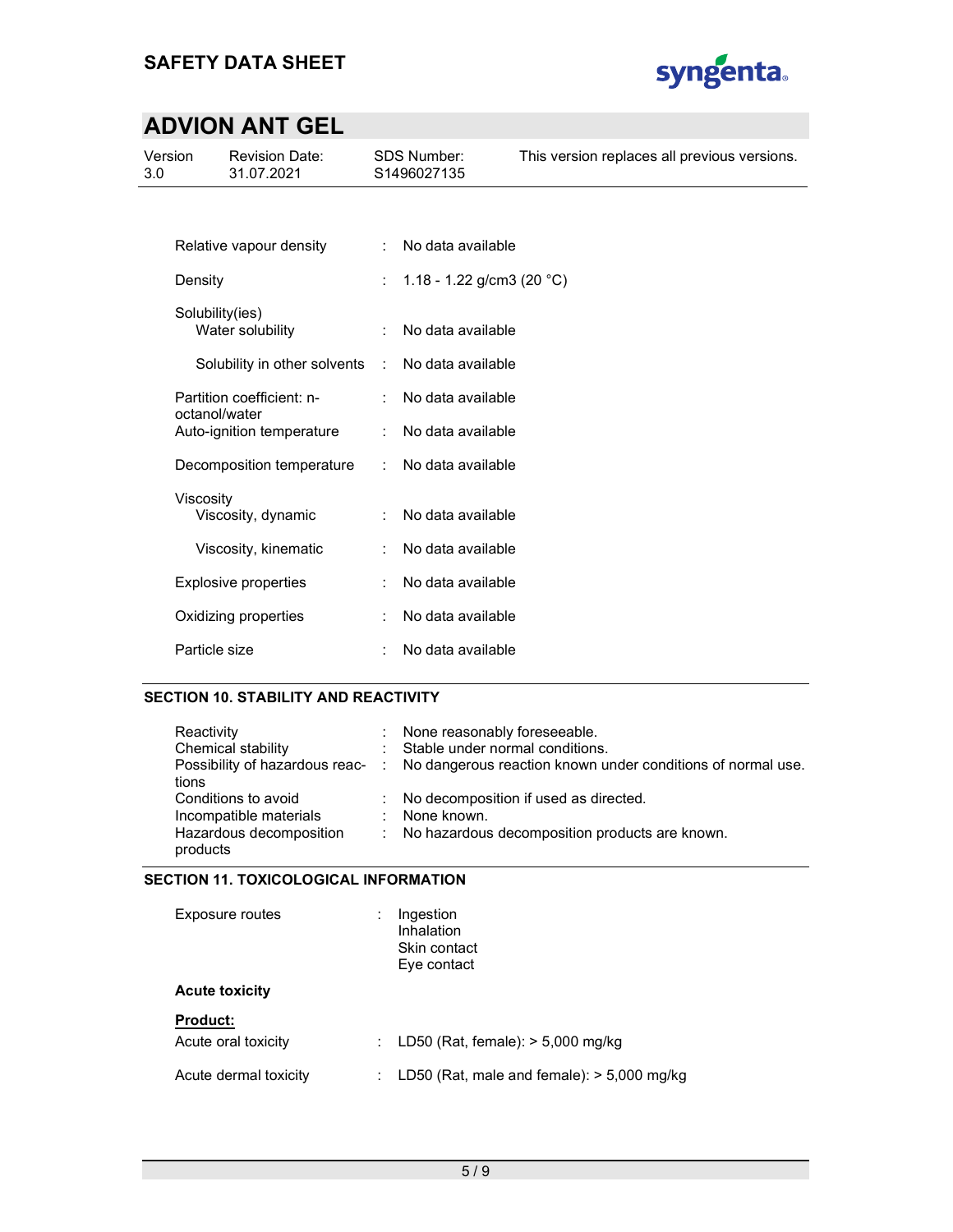| | | |
|---|---|---|
| Relative vapour density | : | No data available |
| Density | : | 1.18 - 1.22 g/cm3 (20 °C) |
| Solubility(ies) | | |
| Water solubility | : | No data available |
| Solubility in other solvents | : | No data available |
| Partition coefficient: n-octanol/water | : | No data available |
| Auto-ignition temperature | : | No data available |
| Decomposition temperature | : | No data available |
| Viscosity | | |
| Viscosity, dynamic | : | No data available |
| Viscosity, kinematic | : | No data available |
| Explosive properties | : | No data available |
| Oxidizing properties | : | No data available |
| Particle size | : | No data available |

## SECTION 10. STABILITY AND REACTIVITY

| | | |
|---|---|---|
| Reactivity | : | None reasonably foreseeable. |
| Chemical stability | : | Stable under normal conditions. |
| Possibility of hazardous reactions | : | No dangerous reaction known under conditions of normal use. |
| Conditions to avoid | : | No decomposition if used as directed. |
| Incompatible materials | : | None known. |
| Hazardous decomposition products | : | No hazardous decomposition products are known. |

## SECTION 11. TOXICOLOGICAL INFORMATION

Exposure routes : Ingestion
Inhalation
Skin contact
Eye contact

**Acute toxicity**

**Product:**

| | | |
|---|---|---|
| Acute oral toxicity | : | LD50 (Rat, female): > 5,000 mg/kg |
| Acute dermal toxicity | : | LD50 (Rat, male and female): > 5,000 mg/kg |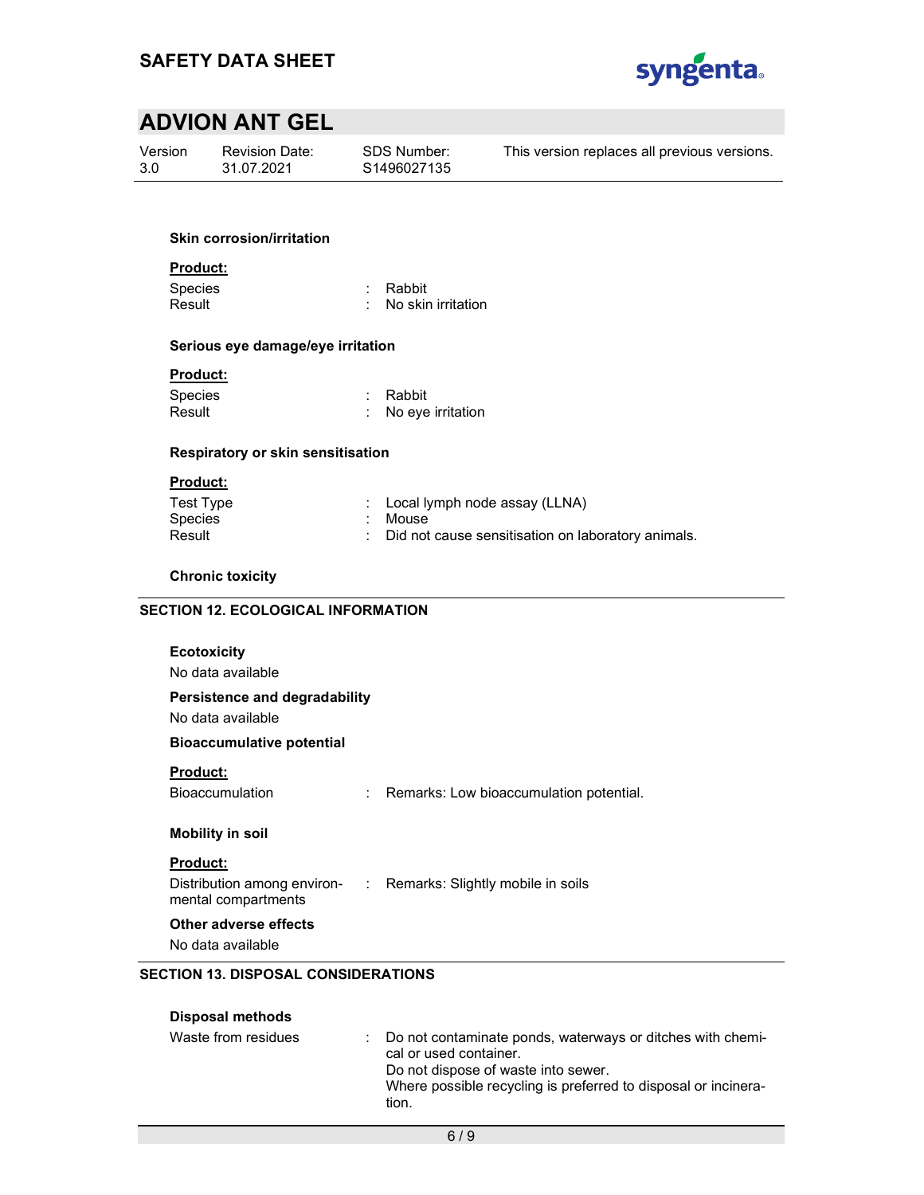**Skin corrosion/irritation**

**Product:**

Species : Rabbit
Result : No skin irritation

**Serious eye damage/eye irritation**

**Product:**

Species : Rabbit
Result : No eye irritation

**Respiratory or skin sensitisation**

**Product:**

Test Type : Local lymph node assay (LLNA)
Species : Mouse
Result : Did not cause sensitisation on laboratory animals.

**Chronic toxicity**

## SECTION 12. ECOLOGICAL INFORMATION

**Ecotoxicity**

No data available

**Persistence and degradability**

No data available

**Bioaccumulative potential**

**Product:**

Bioaccumulation : Remarks: Low bioaccumulation potential.

**Mobility in soil**

**Product:**

Distribution among environmental compartments : Remarks: Slightly mobile in soils

**Other adverse effects**

No data available

## SECTION 13. DISPOSAL CONSIDERATIONS

**Disposal methods**

Waste from residues : Do not contaminate ponds, waterways or ditches with chemical or used container.
Do not dispose of waste into sewer.
Where possible recycling is preferred to disposal or incineration.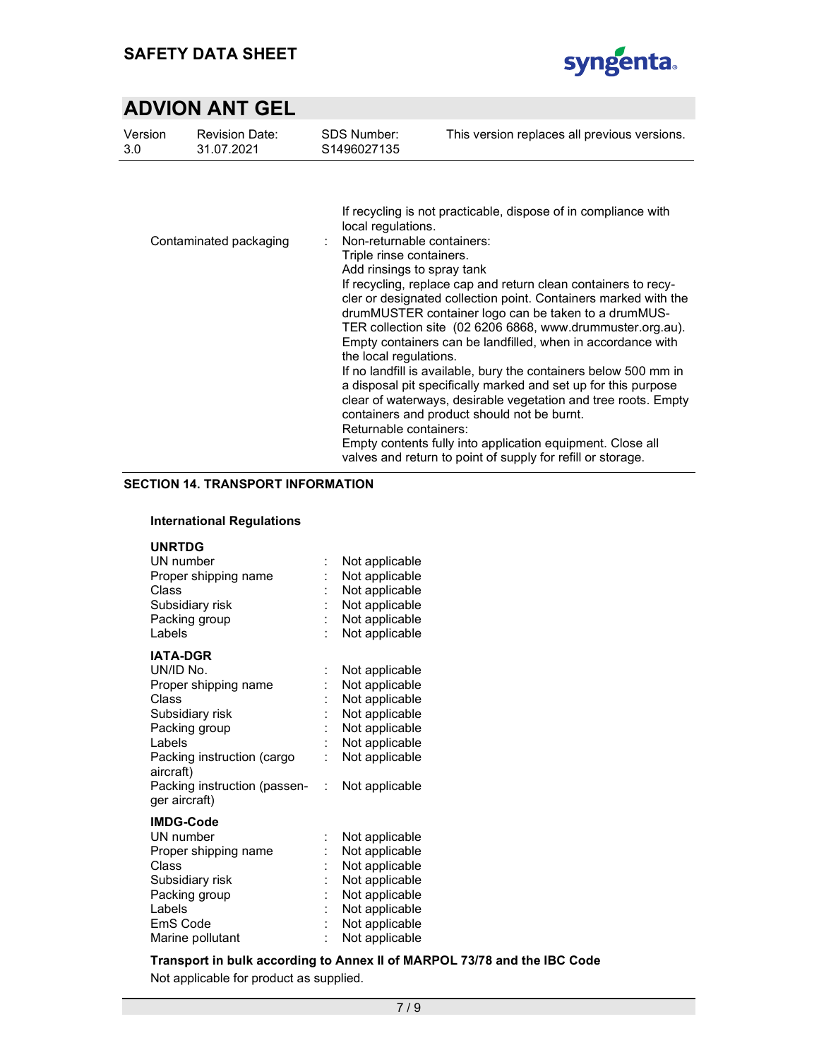| | | |
|---|---|---|
| | | If recycling is not practicable, dispose of in compliance with local regulations. |
| Contaminated packaging | : | Non-returnable containers:<br>Triple rinse containers.<br>Add rinsings to spray tank<br>If recycling, replace cap and return clean containers to recycler or designated collection point. Containers marked with the drumMUSTER container logo can be taken to a drumMUSTER collection site (02 6206 6868, www.drummuster.org.au).<br>Empty containers can be landfilled, when in accordance with the local regulations.<br>If no landfill is available, bury the containers below 500 mm in a disposal pit specifically marked and set up for this purpose clear of waterways, desirable vegetation and tree roots. Empty containers and product should not be burnt.<br>Returnable containers:<br>Empty contents fully into application equipment. Close all valves and return to point of supply for refill or storage. |

## SECTION 14. TRANSPORT INFORMATION

### International Regulations

**UNRTDG**

| | | |
|---|---|---|
| UN number | : | Not applicable |
| Proper shipping name | : | Not applicable |
| Class | : | Not applicable |
| Subsidiary risk | : | Not applicable |
| Packing group | : | Not applicable |
| Labels | : | Not applicable |

**IATA-DGR**

| | | |
|---|---|---|
| UN/ID No. | : | Not applicable |
| Proper shipping name | : | Not applicable |
| Class | : | Not applicable |
| Subsidiary risk | : | Not applicable |
| Packing group | : | Not applicable |
| Labels | : | Not applicable |
| Packing instruction (cargo aircraft) | : | Not applicable |
| Packing instruction (passenger aircraft) | : | Not applicable |

**IMDG-Code**

| | | |
|---|---|---|
| UN number | : | Not applicable |
| Proper shipping name | : | Not applicable |
| Class | : | Not applicable |
| Subsidiary risk | : | Not applicable |
| Packing group | : | Not applicable |
| Labels | : | Not applicable |
| EmS Code | : | Not applicable |
| Marine pollutant | : | Not applicable |

**Transport in bulk according to Annex II of MARPOL 73/78 and the IBC Code**

Not applicable for product as supplied.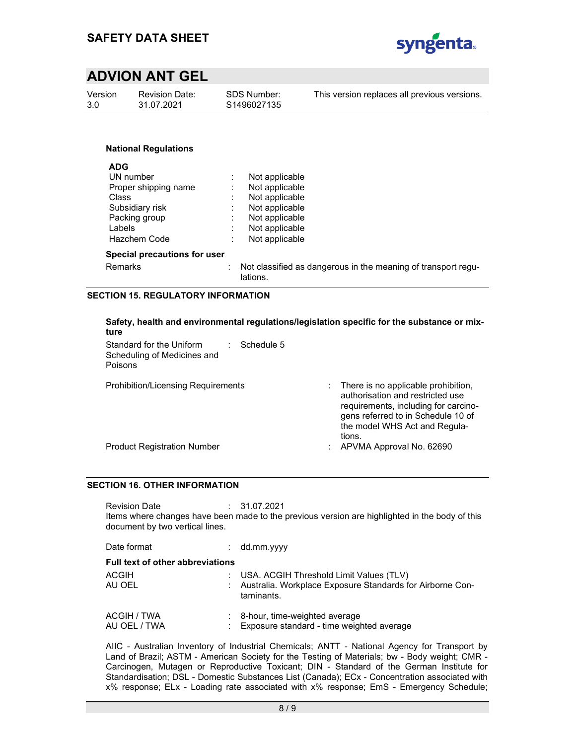**National Regulations**

**ADG**

| | | |
|---|---|---|
| UN number | : | Not applicable |
| Proper shipping name | : | Not applicable |
| Class | : | Not applicable |
| Subsidiary risk | : | Not applicable |
| Packing group | : | Not applicable |
| Labels | : | Not applicable |
| Hazchem Code | : | Not applicable |

**Special precautions for user**

Remarks : Not classified as dangerous in the meaning of transport regulations.

## SECTION 15. REGULATORY INFORMATION

**Safety, health and environmental regulations/legislation specific for the substance or mixture**

Standard for the Uniform Scheduling of Medicines and Poisons : Schedule 5

Prohibition/Licensing Requirements : There is no applicable prohibition, authorisation and restricted use requirements, including for carcinogens referred to in Schedule 10 of the model WHS Act and Regulations.

Product Registration Number : APVMA Approval No. 62690

## SECTION 16. OTHER INFORMATION

Revision Date : 31.07.2021

Items where changes have been made to the previous version are highlighted in the body of this document by two vertical lines.

Date format : dd.mm.yyyy

**Full text of other abbreviations**

| | | |
|---|---|---|
| ACGIH | : | USA. ACGIH Threshold Limit Values (TLV) |
| AU OEL | : | Australia. Workplace Exposure Standards for Airborne Contaminants. |
| ACGIH / TWA | : | 8-hour, time-weighted average |
| AU OEL / TWA | : | Exposure standard - time weighted average |

AIIC - Australian Inventory of Industrial Chemicals; ANTT - National Agency for Transport by Land of Brazil; ASTM - American Society for the Testing of Materials; bw - Body weight; CMR - Carcinogen, Mutagen or Reproductive Toxicant; DIN - Standard of the German Institute for Standardisation; DSL - Domestic Substances List (Canada); ECx - Concentration associated with x% response; ELx - Loading rate associated with x% response; EmS - Emergency Schedule;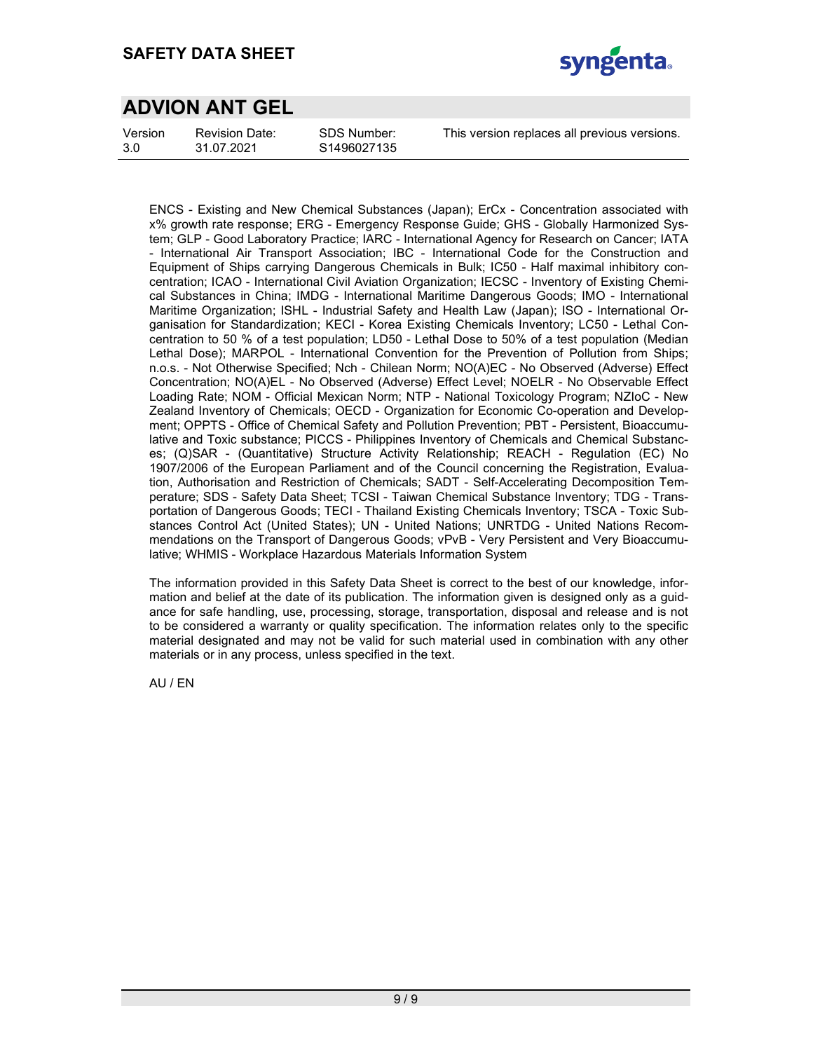ENCS - Existing and New Chemical Substances (Japan); ErCx - Concentration associated with x% growth rate response; ERG - Emergency Response Guide; GHS - Globally Harmonized System; GLP - Good Laboratory Practice; IARC - International Agency for Research on Cancer; IATA - International Air Transport Association; IBC - International Code for the Construction and Equipment of Ships carrying Dangerous Chemicals in Bulk; IC50 - Half maximal inhibitory concentration; ICAO - International Civil Aviation Organization; IECSC - Inventory of Existing Chemical Substances in China; IMDG - International Maritime Dangerous Goods; IMO - International Maritime Organization; ISHL - Industrial Safety and Health Law (Japan); ISO - International Organisation for Standardization; KECI - Korea Existing Chemicals Inventory; LC50 - Lethal Concentration to 50 % of a test population; LD50 - Lethal Dose to 50% of a test population (Median Lethal Dose); MARPOL - International Convention for the Prevention of Pollution from Ships; n.o.s. - Not Otherwise Specified; Nch - Chilean Norm; NO(A)EC - No Observed (Adverse) Effect Concentration; NO(A)EL - No Observed (Adverse) Effect Level; NOELR - No Observable Effect Loading Rate; NOM - Official Mexican Norm; NTP - National Toxicology Program; NZIoC - New Zealand Inventory of Chemicals; OECD - Organization for Economic Co-operation and Development; OPPTS - Office of Chemical Safety and Pollution Prevention; PBT - Persistent, Bioaccumulative and Toxic substance; PICCS - Philippines Inventory of Chemicals and Chemical Substances; (Q)SAR - (Quantitative) Structure Activity Relationship; REACH - Regulation (EC) No 1907/2006 of the European Parliament and of the Council concerning the Registration, Evaluation, Authorisation and Restriction of Chemicals; SADT - Self-Accelerating Decomposition Temperature; SDS - Safety Data Sheet; TCSI - Taiwan Chemical Substance Inventory; TDG - Transportation of Dangerous Goods; TECI - Thailand Existing Chemicals Inventory; TSCA - Toxic Substances Control Act (United States); UN - United Nations; UNRTDG - United Nations Recommendations on the Transport of Dangerous Goods; vPvB - Very Persistent and Very Bioaccumulative; WHMIS - Workplace Hazardous Materials Information System

The information provided in this Safety Data Sheet is correct to the best of our knowledge, information and belief at the date of its publication. The information given is designed only as a guidance for safe handling, use, processing, storage, transportation, disposal and release and is not to be considered a warranty or quality specification. The information relates only to the specific material designated and may not be valid for such material used in combination with any other materials or in any process, unless specified in the text.

AU / EN